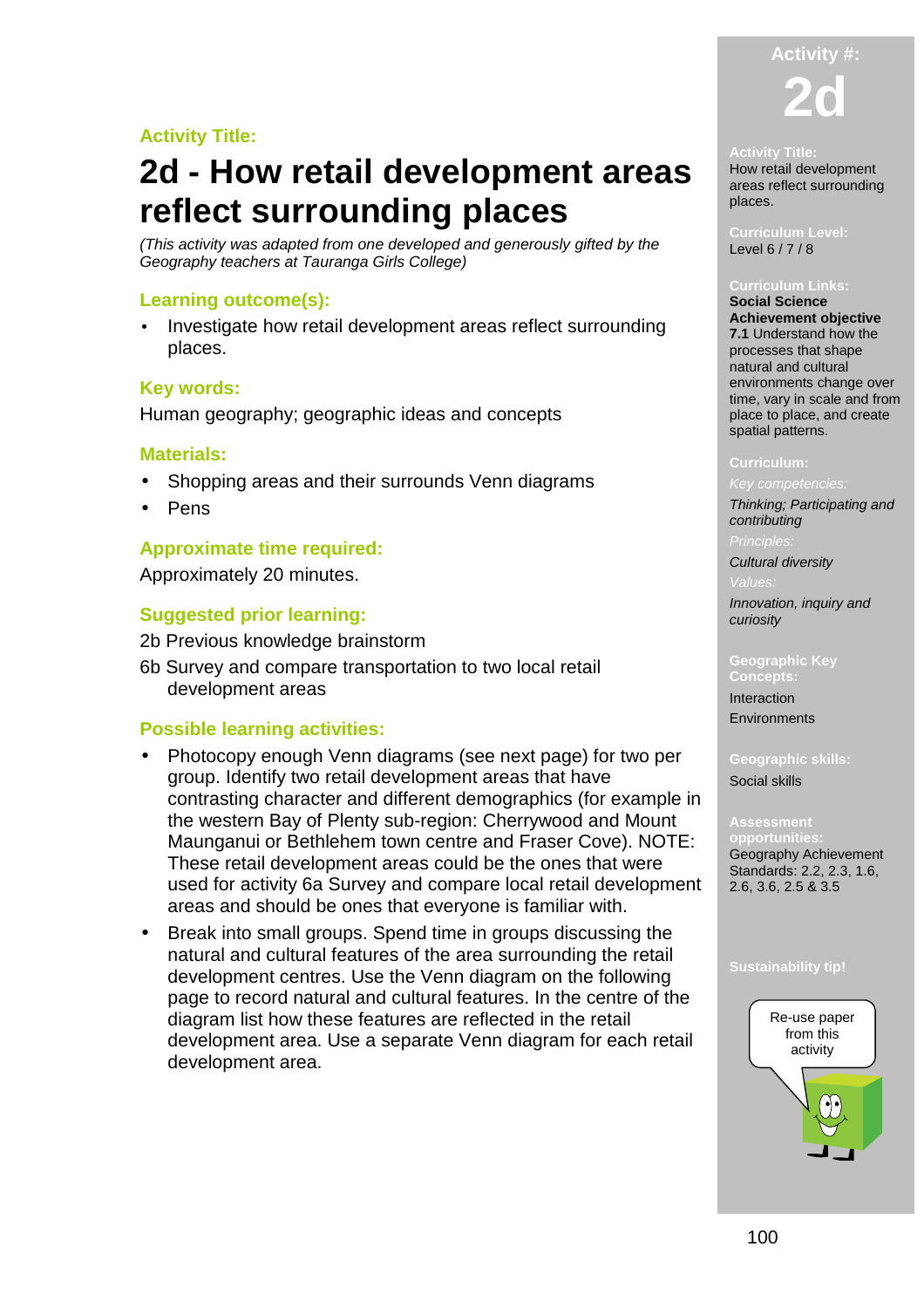**Activity Title:**

# 2d - How retail development areas reflect surrounding places

*(This activity was adapted from one developed and generously gifted by the Geography teachers at Tauranga Girls College)*

## Learning outcome(s):

- Investigate how retail development areas reflect surrounding places.

## Key words:

Human geography; geographic ideas and concepts

## Materials:

- Shopping areas and their surrounds Venn diagrams
- Pens

## Approximate time required:

Approximately 20 minutes.

## Suggested prior learning:

2b Previous knowledge brainstorm

6b Survey and compare transportation to two local retail development areas

## Possible learning activities:

- Photocopy enough Venn diagrams (see next page) for two per group. Identify two retail development areas that have contrasting character and different demographics (for example in the western Bay of Plenty sub-region: Cherrywood and Mount Maunganui or Bethlehem town centre and Fraser Cove). NOTE: These retail development areas could be the ones that were used for activity 6a Survey and compare local retail development areas and should be ones that everyone is familiar with.
- Break into small groups. Spend time in groups discussing the natural and cultural features of the area surrounding the retail development centres. Use the Venn diagram on the following page to record natural and cultural features. In the centre of the diagram list how these features are reflected in the retail development area. Use a separate Venn diagram for each retail development area.

---

**Activity #:**

**2d**

**Activity Title:**
How retail development areas reflect surrounding places.

**Curriculum Level:**
Level 6 / 7 / 8

**Curriculum Links:**
**Social Science Achievement objective 7.1** Understand how the processes that shape natural and cultural environments change over time, vary in scale and from place to place, and create spatial patterns.

**Curriculum:**

*Key competencies:*
*Thinking; Participating and contributing*

*Principles:*
*Cultural diversity*

*Values:*
*Innovation, inquiry and curiosity*

**Geographic Key Concepts:**
Interaction
Environments

**Geographic skills:**
Social skills

**Assessment opportunities:**
Geography Achievement Standards: 2.2, 2.3, 1.6, 2.6, 3.6, 2.5 & 3.5

**Sustainability tip!**
Re-use paper from this activity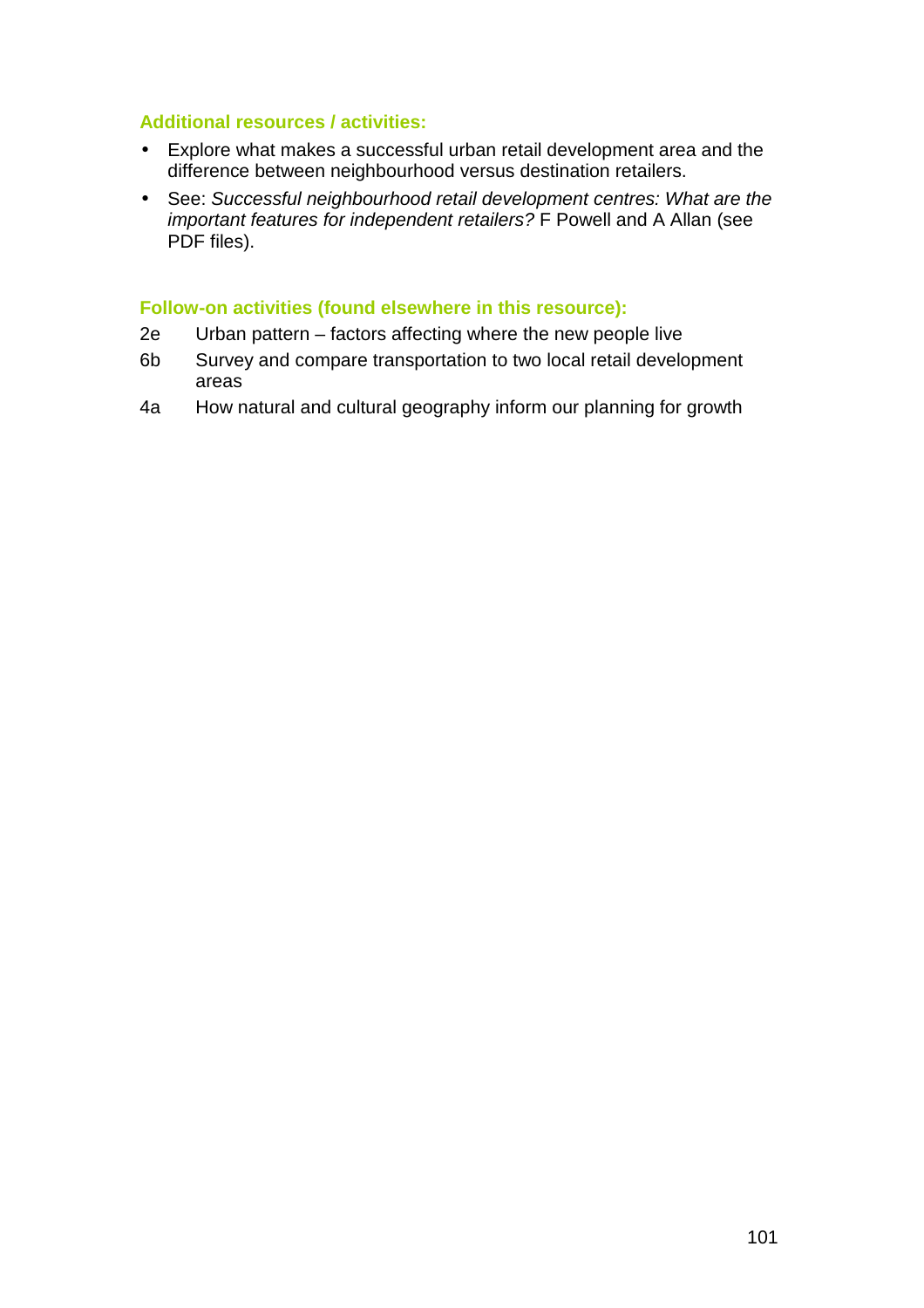### Additional resources / activities:

- Explore what makes a successful urban retail development area and the difference between neighbourhood versus destination retailers.
- See: *Successful neighbourhood retail development centres: What are the important features for independent retailers?* F Powell and A Allan (see PDF files).

### Follow-on activities (found elsewhere in this resource):

2e Urban pattern – factors affecting where the new people live

6b Survey and compare transportation to two local retail development areas

4a How natural and cultural geography inform our planning for growth